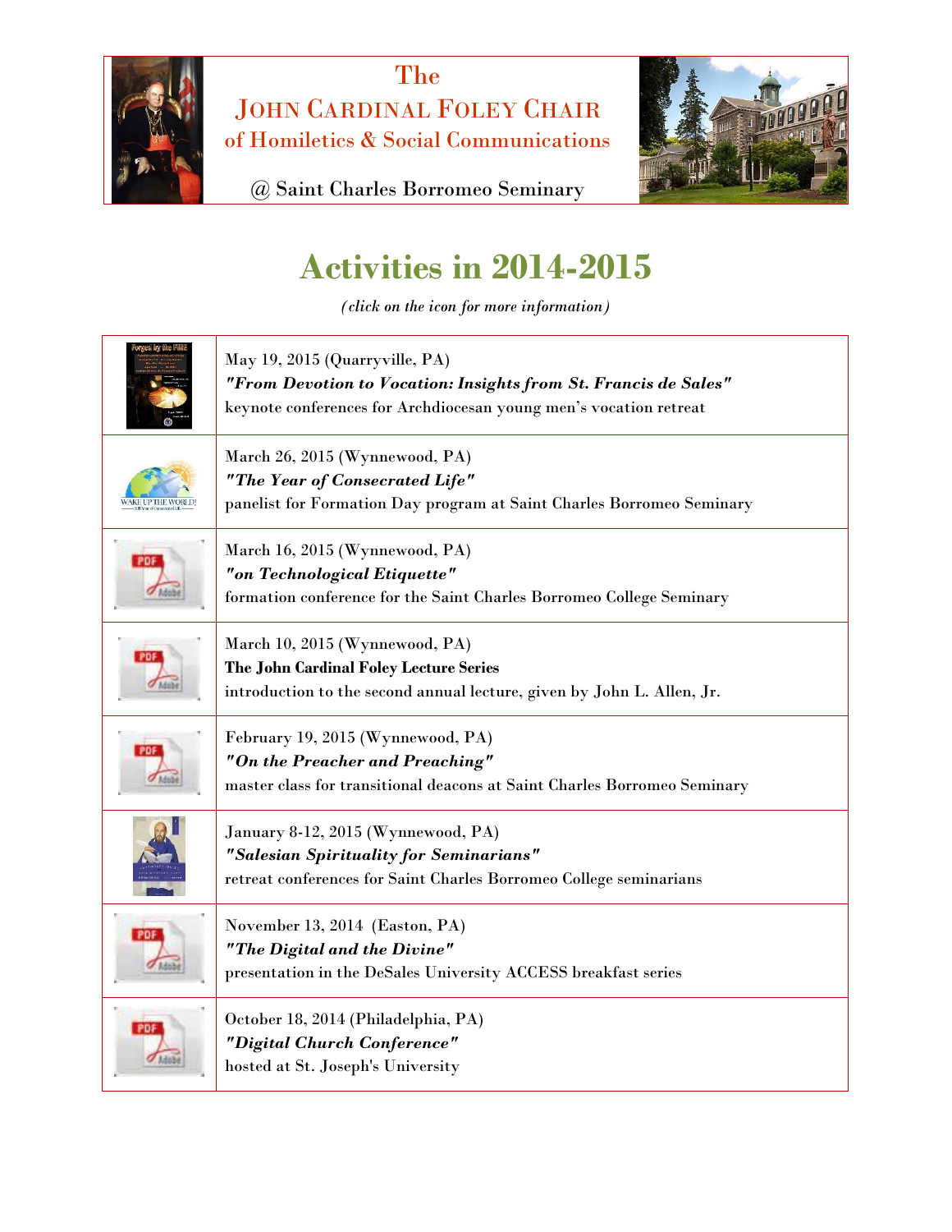# The
# JOHN CARDINAL FOLEY CHAIR
## of Homiletics & Social Communications

@ Saint Charles Borromeo Seminary

# Activities in 2014-2015

*(click on the icon for more information)*

| | |
|---|---|
| | May 19, 2015 (Quarryville, PA)<br>***"From Devotion to Vocation: Insights from St. Francis de Sales"***<br>keynote conferences for Archdiocesan young men's vocation retreat |
| | March 26, 2015 (Wynnewood, PA)<br>***"The Year of Consecrated Life"***<br>panelist for Formation Day program at Saint Charles Borromeo Seminary |
| | March 16, 2015 (Wynnewood, PA)<br>***"on Technological Etiquette"***<br>formation conference for the Saint Charles Borromeo College Seminary |
| | March 10, 2015 (Wynnewood, PA)<br>**The John Cardinal Foley Lecture Series**<br>introduction to the second annual lecture, given by John L. Allen, Jr. |
| | February 19, 2015 (Wynnewood, PA)<br>***"On the Preacher and Preaching"***<br>master class for transitional deacons at Saint Charles Borromeo Seminary |
| | January 8-12, 2015 (Wynnewood, PA)<br>***"Salesian Spirituality for Seminarians"***<br>retreat conferences for Saint Charles Borromeo College seminarians |
| | November 13, 2014 (Easton, PA)<br>***"The Digital and the Divine"***<br>presentation in the DeSales University ACCESS breakfast series |
| | October 18, 2014 (Philadelphia, PA)<br>***"Digital Church Conference"***<br>hosted at St. Joseph's University |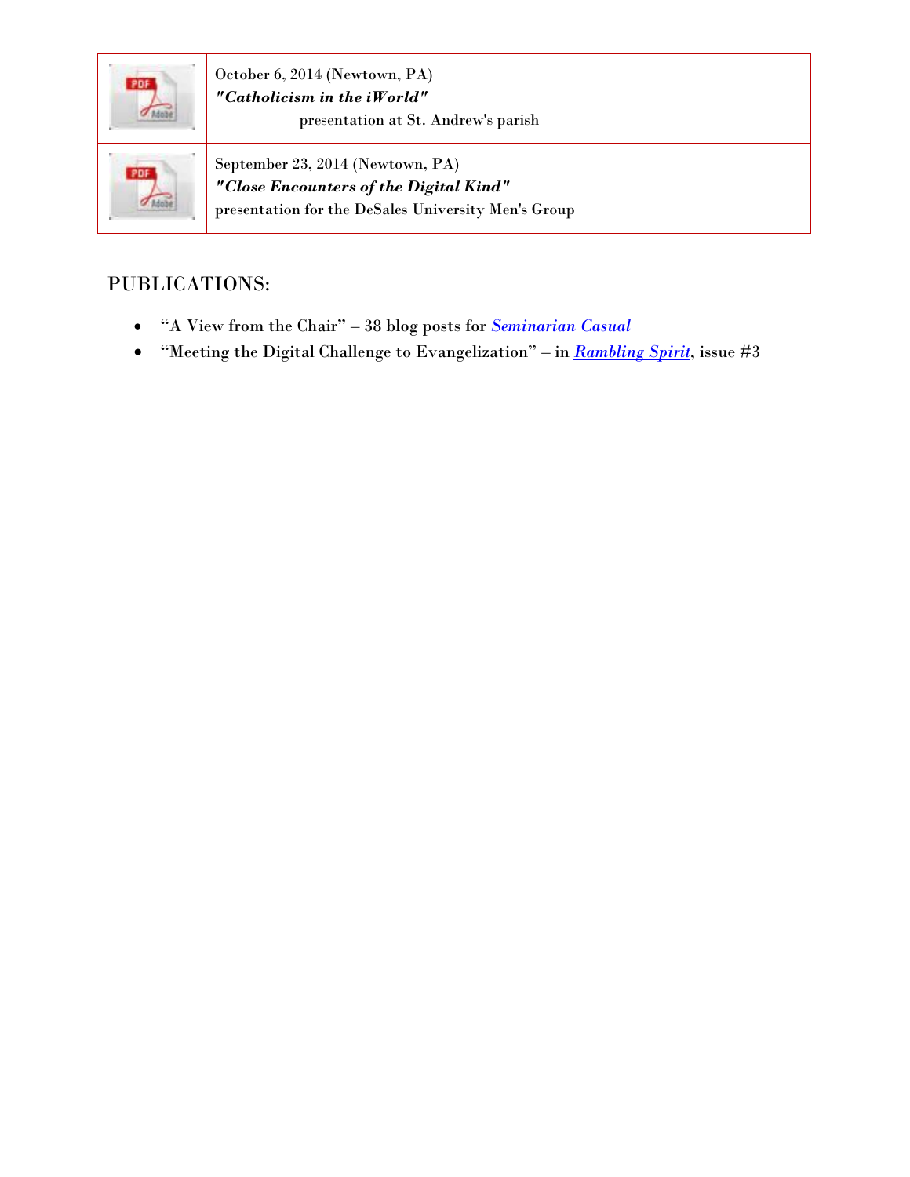| | |
|---|---|
| | October 6, 2014 (Newtown, PA)<br>***"Catholicism in the iWorld"***<br>presentation at St. Andrew's parish |
| | September 23, 2014 (Newtown, PA)<br>***"Close Encounters of the Digital Kind"***<br>presentation for the DeSales University Men's Group |

## PUBLICATIONS:

- "A View from the Chair" – 38 blog posts for *Seminarian Casual*
- "Meeting the Digital Challenge to Evangelization" – in *Rambling Spirit*, issue #3